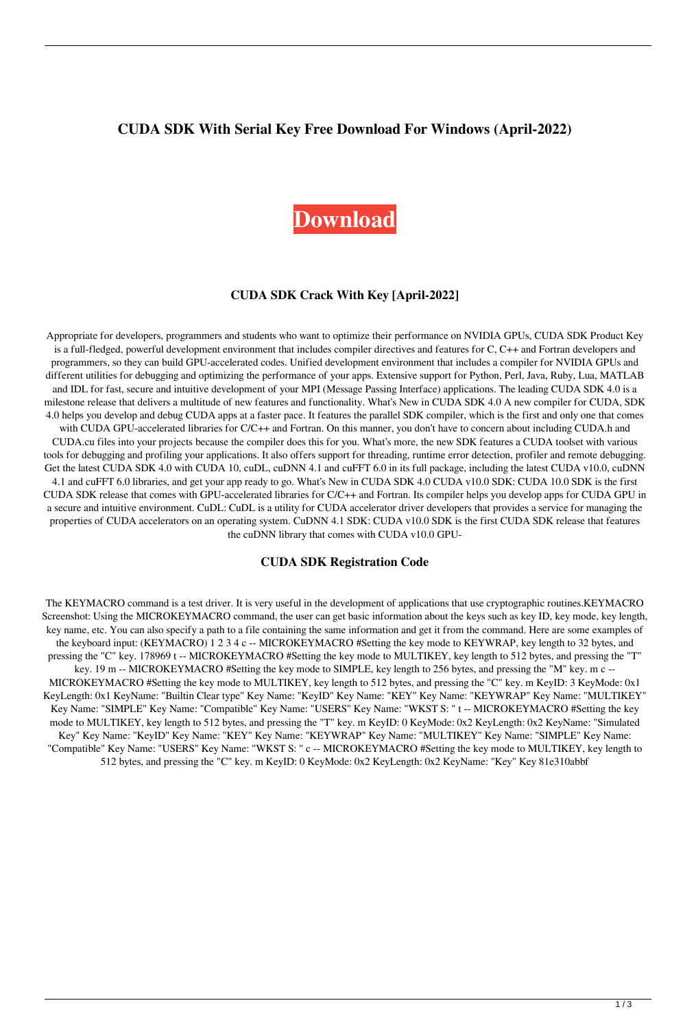# CUDA SDK With Serial Key Free Download For Windows (April-2022)

**Download**

## CUDA SDK Crack With Key [April-2022]

Appropriate for developers, programmers and students who want to optimize their performance on NVIDIA GPUs, CUDA SDK Product Key is a full-fledged, powerful development environment that includes compiler directives and features for C, C++ and Fortran developers and programmers, so they can build GPU-accelerated codes. Unified development environment that includes a compiler for NVIDIA GPUs and different utilities for debugging and optimizing the performance of your apps. Extensive support for Python, Perl, Java, Ruby, Lua, MATLAB and IDL for fast, secure and intuitive development of your MPI (Message Passing Interface) applications. The leading CUDA SDK 4.0 is a milestone release that delivers a multitude of new features and functionality. What's New in CUDA SDK 4.0 A new compiler for CUDA, SDK 4.0 helps you develop and debug CUDA apps at a faster pace. It features the parallel SDK compiler, which is the first and only one that comes with CUDA GPU-accelerated libraries for C/C++ and Fortran. On this manner, you don't have to concern about including CUDA.h and CUDA.cu files into your projects because the compiler does this for you. What's more, the new SDK features a CUDA toolset with various tools for debugging and profiling your applications. It also offers support for threading, runtime error detection, profiler and remote debugging. Get the latest CUDA SDK 4.0 with CUDA 10, cuDL, cuDNN 4.1 and cuFFT 6.0 in its full package, including the latest CUDA v10.0, cuDNN 4.1 and cuFFT 6.0 libraries, and get your app ready to go. What's New in CUDA SDK 4.0 CUDA v10.0 SDK: CUDA 10.0 SDK is the first CUDA SDK release that comes with GPU-accelerated libraries for C/C++ and Fortran. Its compiler helps you develop apps for CUDA GPU in a secure and intuitive environment. CuDL: CuDL is a utility for CUDA accelerator driver developers that provides a service for managing the properties of CUDA accelerators on an operating system. CuDNN 4.1 SDK: CUDA v10.0 SDK is the first CUDA SDK release that features the cuDNN library that comes with CUDA v10.0 GPU-

## CUDA SDK Registration Code

The KEYMACRO command is a test driver. It is very useful in the development of applications that use cryptographic routines.KEYMACRO Screenshot: Using the MICROKEYMACRO command, the user can get basic information about the keys such as key ID, key mode, key length, key name, etc. You can also specify a path to a file containing the same information and get it from the command. Here are some examples of the keyboard input: (KEYMACRO) 1 2 3 4 c -- MICROKEYMACRO #Setting the key mode to KEYWRAP, key length to 32 bytes, and pressing the "C" key. 178969 t -- MICROKEYMACRO #Setting the key mode to MULTIKEY, key length to 512 bytes, and pressing the "T" key. 19 m -- MICROKEYMACRO #Setting the key mode to SIMPLE, key length to 256 bytes, and pressing the "M" key. m c -- MICROKEYMACRO #Setting the key mode to MULTIKEY, key length to 512 bytes, and pressing the "C" key. m KeyID: 3 KeyMode: 0x1 KeyLength: 0x1 KeyName: "Builtin Clear type" Key Name: "KeyID" Key Name: "KEY" Key Name: "KEYWRAP" Key Name: "MULTIKEY" Key Name: "SIMPLE" Key Name: "Compatible" Key Name: "USERS" Key Name: "WKST S: " t -- MICROKEYMACRO #Setting the key mode to MULTIKEY, key length to 512 bytes, and pressing the "T" key. m KeyID: 0 KeyMode: 0x2 KeyLength: 0x2 KeyName: "Simulated Key" Key Name: "KeyID" Key Name: "KEY" Key Name: "KEYWRAP" Key Name: "MULTIKEY" Key Name: "SIMPLE" Key Name: "Compatible" Key Name: "USERS" Key Name: "WKST S: " c -- MICROKEYMACRO #Setting the key mode to MULTIKEY, key length to 512 bytes, and pressing the "C" key. m KeyID: 0 KeyMode: 0x2 KeyLength: 0x2 KeyName: "Key" Key 81e310abbf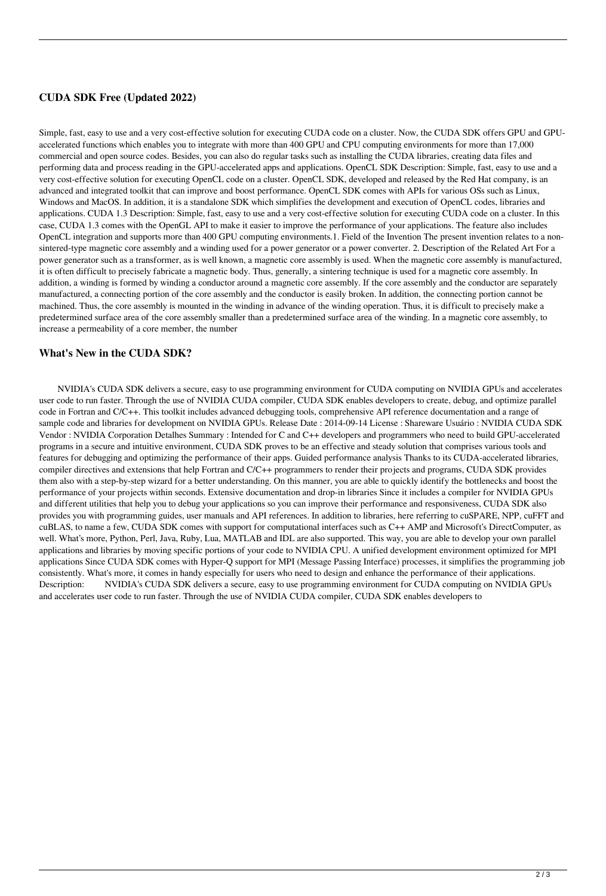### CUDA SDK Free (Updated 2022)

Simple, fast, easy to use and a very cost-effective solution for executing CUDA code on a cluster. Now, the CUDA SDK offers GPU and GPU-accelerated functions which enables you to integrate with more than 400 GPU and CPU computing environments for more than 17,000 commercial and open source codes. Besides, you can also do regular tasks such as installing the CUDA libraries, creating data files and performing data and process reading in the GPU-accelerated apps and applications. OpenCL SDK Description: Simple, fast, easy to use and a very cost-effective solution for executing OpenCL code on a cluster. OpenCL SDK, developed and released by the Red Hat company, is an advanced and integrated toolkit that can improve and boost performance. OpenCL SDK comes with APIs for various OSs such as Linux, Windows and MacOS. In addition, it is a standalone SDK which simplifies the development and execution of OpenCL codes, libraries and applications. CUDA 1.3 Description: Simple, fast, easy to use and a very cost-effective solution for executing CUDA code on a cluster. In this case, CUDA 1.3 comes with the OpenGL API to make it easier to improve the performance of your applications. The feature also includes OpenCL integration and supports more than 400 GPU computing environments.1. Field of the Invention The present invention relates to a non-sintered-type magnetic core assembly and a winding used for a power generator or a power converter. 2. Description of the Related Art For a power generator such as a transformer, as is well known, a magnetic core assembly is used. When the magnetic core assembly is manufactured, it is often difficult to precisely fabricate a magnetic body. Thus, generally, a sintering technique is used for a magnetic core assembly. In addition, a winding is formed by winding a conductor around a magnetic core assembly. If the core assembly and the conductor are separately manufactured, a connecting portion of the core assembly and the conductor is easily broken. In addition, the connecting portion cannot be machined. Thus, the core assembly is mounted in the winding in advance of the winding operation. Thus, it is difficult to precisely make a predetermined surface area of the core assembly smaller than a predetermined surface area of the winding. In a magnetic core assembly, to increase a permeability of a core member, the number

### What's New in the CUDA SDK?

NVIDIA's CUDA SDK delivers a secure, easy to use programming environment for CUDA computing on NVIDIA GPUs and accelerates user code to run faster. Through the use of NVIDIA CUDA compiler, CUDA SDK enables developers to create, debug, and optimize parallel code in Fortran and C/C++. This toolkit includes advanced debugging tools, comprehensive API reference documentation and a range of sample code and libraries for development on NVIDIA GPUs. Release Date : 2014-09-14 License : Shareware Usuário : NVIDIA CUDA SDK Vendor : NVIDIA Corporation Detalhes Summary : Intended for C and C++ developers and programmers who need to build GPU-accelerated programs in a secure and intuitive environment, CUDA SDK proves to be an effective and steady solution that comprises various tools and features for debugging and optimizing the performance of their apps. Guided performance analysis Thanks to its CUDA-accelerated libraries, compiler directives and extensions that help Fortran and C/C++ programmers to render their projects and programs, CUDA SDK provides them also with a step-by-step wizard for a better understanding. On this manner, you are able to quickly identify the bottlenecks and boost the performance of your projects within seconds. Extensive documentation and drop-in libraries Since it includes a compiler for NVIDIA GPUs and different utilities that help you to debug your applications so you can improve their performance and responsiveness, CUDA SDK also provides you with programming guides, user manuals and API references. In addition to libraries, here referring to cuSPARE, NPP, cuFFT and cuBLAS, to name a few, CUDA SDK comes with support for computational interfaces such as C++ AMP and Microsoft's DirectComputer, as well. What's more, Python, Perl, Java, Ruby, Lua, MATLAB and IDL are also supported. This way, you are able to develop your own parallel applications and libraries by moving specific portions of your code to NVIDIA CPU. A unified development environment optimized for MPI applications Since CUDA SDK comes with Hyper-Q support for MPI (Message Passing Interface) processes, it simplifies the programming job consistently. What's more, it comes in handy especially for users who need to design and enhance the performance of their applications. Description: NVIDIA's CUDA SDK delivers a secure, easy to use programming environment for CUDA computing on NVIDIA GPUs and accelerates user code to run faster. Through the use of NVIDIA CUDA compiler, CUDA SDK enables developers to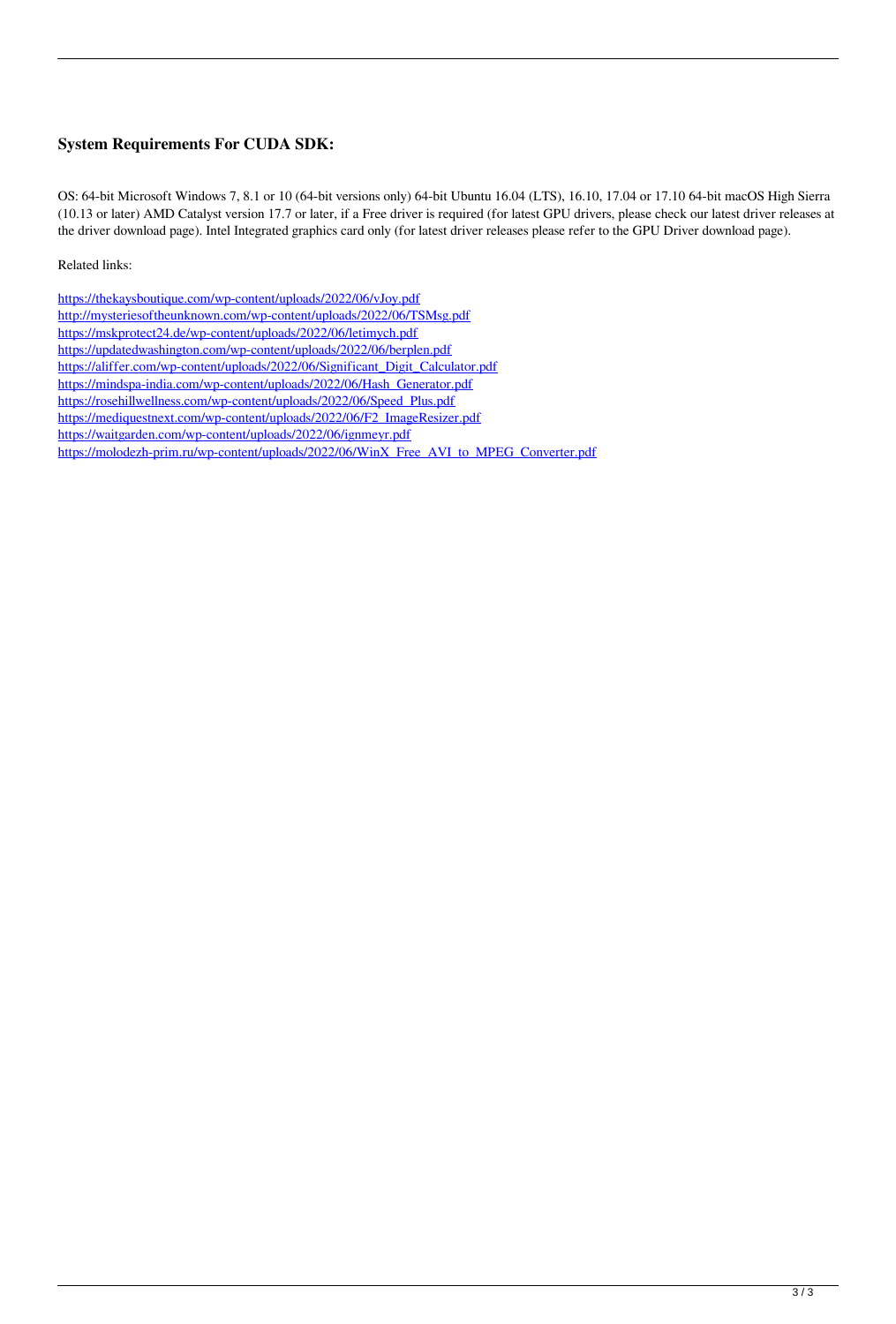### System Requirements For CUDA SDK:

OS: 64-bit Microsoft Windows 7, 8.1 or 10 (64-bit versions only) 64-bit Ubuntu 16.04 (LTS), 16.10, 17.04 or 17.10 64-bit macOS High Sierra (10.13 or later) AMD Catalyst version 17.7 or later, if a Free driver is required (for latest GPU drivers, please check our latest driver releases at the driver download page). Intel Integrated graphics card only (for latest driver releases please refer to the GPU Driver download page).

Related links:

https://thekaysboutique.com/wp-content/uploads/2022/06/vJoy.pdf
http://mysteriesoftheunknown.com/wp-content/uploads/2022/06/TSMsg.pdf
https://mskprotect24.de/wp-content/uploads/2022/06/letimych.pdf
https://updatedwashington.com/wp-content/uploads/2022/06/berplen.pdf
https://aliffer.com/wp-content/uploads/2022/06/Significant_Digit_Calculator.pdf
https://mindspa-india.com/wp-content/uploads/2022/06/Hash_Generator.pdf
https://rosehillwellness.com/wp-content/uploads/2022/06/Speed_Plus.pdf
https://mediquestnext.com/wp-content/uploads/2022/06/F2_ImageResizer.pdf
https://waitgarden.com/wp-content/uploads/2022/06/ignmeyr.pdf
https://molodezh-prim.ru/wp-content/uploads/2022/06/WinX_Free_AVI_to_MPEG_Converter.pdf